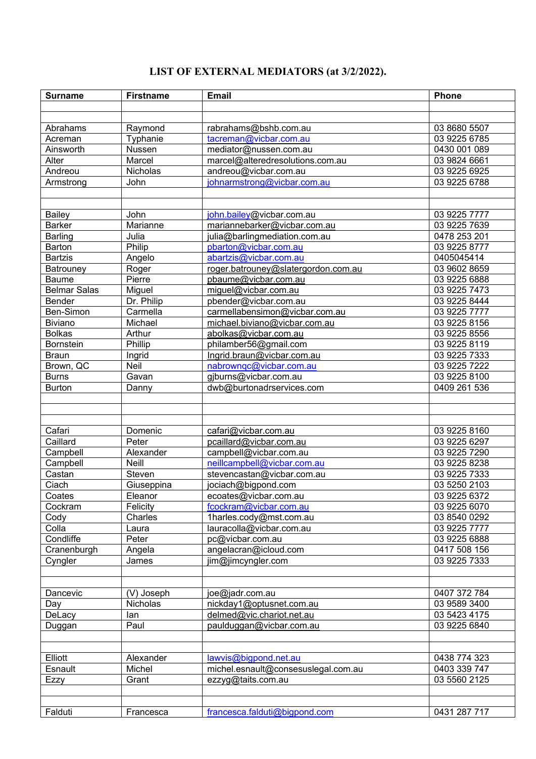# LIST OF EXTERNAL MEDIATORS (at 3/2/2022).

| Surname | Firstname | Email | Phone |
|---|---|---|---|
| | | | |
| | | | |
| Abrahams | Raymond | rabrahams@bshb.com.au | 03 8680 5507 |
| Acreman | Typhanie | tacreman@vicbar.com.au | 03 9225 6785 |
| Ainsworth | Nussen | mediator@nussen.com.au | 0430 001 089 |
| Alter | Marcel | marcel@alteredresolutions.com.au | 03 9824 6661 |
| Andreou | Nicholas | andreou@vicbar.com.au | 03 9225 6925 |
| Armstrong | John | johnarmstrong@vicbar.com.au | 03 9225 6788 |
| | | | |
| | | | |
| Bailey | John | john.bailey@vicbar.com.au | 03 9225 7777 |
| Barker | Marianne | mariannebarker@vicbar.com.au | 03 9225 7639 |
| Barling | Julia | julia@barlingmediation.com.au | 0478 253 201 |
| Barton | Philip | pbarton@vicbar.com.au | 03 9225 8777 |
| Bartzis | Angelo | abartzis@vicbar.com.au | 0405045414 |
| Batrouney | Roger | roger.batrouney@slatergordon.com.au | 03 9602 8659 |
| Baume | Pierre | pbaume@vicbar.com.au | 03 9225 6888 |
| Belmar Salas | Miguel | miguel@vicbar.com.au | 03 9225 7473 |
| Bender | Dr. Philip | pbender@vicbar.com.au | 03 9225 8444 |
| Ben-Simon | Carmella | carmellabensimon@vicbar.com.au | 03 9225 7777 |
| Biviano | Michael | michael.biviano@vicbar.com.au | 03 9225 8156 |
| Bolkas | Arthur | abolkas@vicbar.com.au | 03 9225 8556 |
| Bornstein | Phillip | philamber56@gmail.com | 03 9225 8119 |
| Braun | Ingrid | Ingrid.braun@vicbar.com.au | 03 9225 7333 |
| Brown, QC | Neil | nabrownqc@vicbar.com.au | 03 9225 7222 |
| Burns | Gavan | gjburns@vicbar.com.au | 03 9225 8100 |
| Burton | Danny | dwb@burtonadrservices.com | 0409 261 536 |
| | | | |
| | | | |
| | | | |
| Cafari | Domenic | cafari@vicbar.com.au | 03 9225 8160 |
| Caillard | Peter | pcaillard@vicbar.com.au | 03 9225 6297 |
| Campbell | Alexander | campbell@vicbar.com.au | 03 9225 7290 |
| Campbell | Neill | neillcampbell@vicbar.com.au | 03 9225 8238 |
| Castan | Steven | stevencastan@vicbar.com.au | 03 9225 7333 |
| Ciach | Giuseppina | jociach@bigpond.com | 03 5250 2103 |
| Coates | Eleanor | ecoates@vicbar.com.au | 03 9225 6372 |
| Cockram | Felicity | fcockram@vicbar.com.au | 03 9225 6070 |
| Cody | Charles | 1harles.cody@mst.com.au | 03 8540 0292 |
| Colla | Laura | lauracolla@vicbar.com.au | 03 9225 7777 |
| Condliffe | Peter | pc@vicbar.com.au | 03 9225 6888 |
| Cranenburgh | Angela | angelacran@icloud.com | 0417 508 156 |
| Cyngler | James | jim@jimcyngler.com | 03 9225 7333 |
| | | | |
| | | | |
| Dancevic | (V) Joseph | joe@jadr.com.au | 0407 372 784 |
| Day | Nicholas | nickday1@optusnet.com.au | 03 9589 3400 |
| DeLacy | Ian | delmed@vic.chariot.net.au | 03 5423 4175 |
| Duggan | Paul | paulduggan@vicbar.com.au | 03 9225 6840 |
| | | | |
| | | | |
| Elliott | Alexander | lawvis@bigpond.net.au | 0438 774 323 |
| Esnault | Michel | michel.esnault@consesuslegal.com.au | 0403 339 747 |
| Ezzy | Grant | ezzyg@taits.com.au | 03 5560 2125 |
| | | | |
| | | | |
| Falduti | Francesca | francesca.falduti@bigpond.com | 0431 287 717 |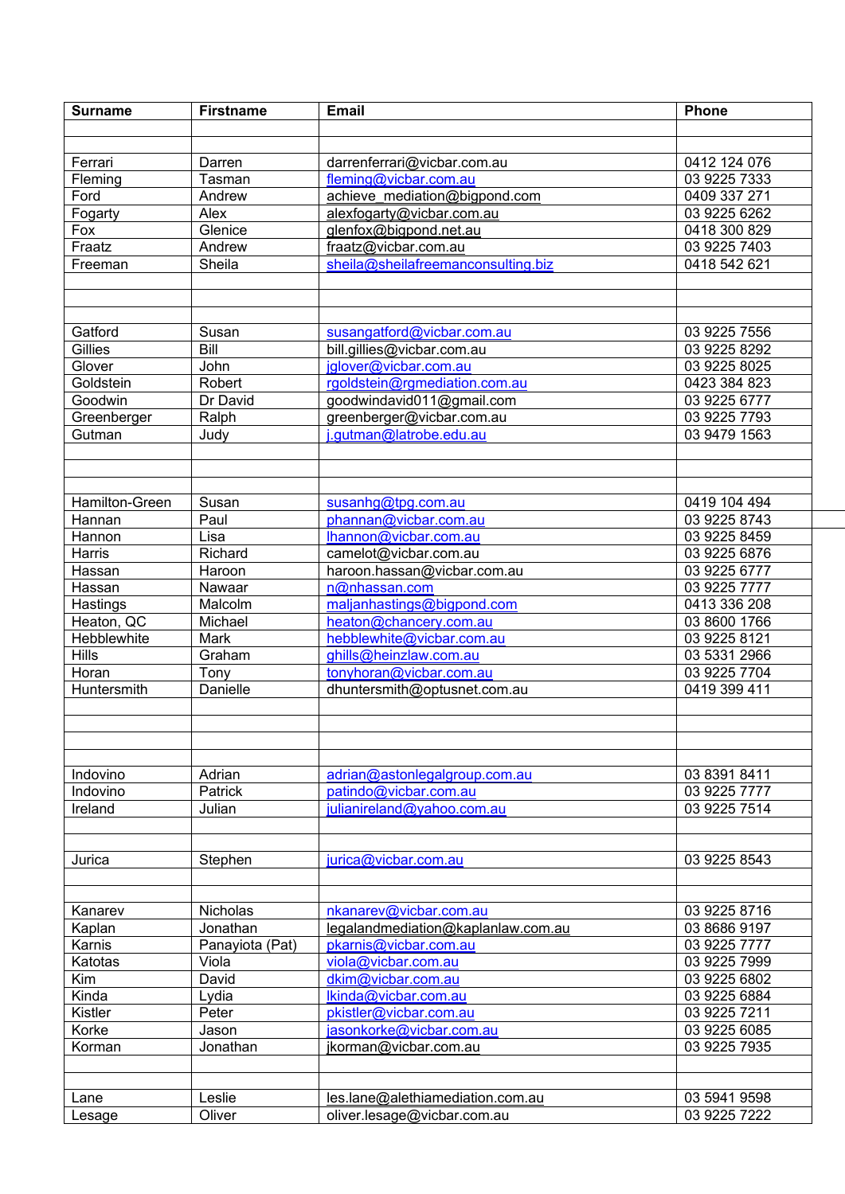| Surname | Firstname | Email | Phone |
|---|---|---|---|
| | | | |
| | | | |
| Ferrari | Darren | darrenferrari@vicbar.com.au | 0412 124 076 |
| Fleming | Tasman | fleming@vicbar.com.au | 03 9225 7333 |
| Ford | Andrew | achieve_mediation@bigpond.com | 0409 337 271 |
| Fogarty | Alex | alexfogarty@vicbar.com.au | 03 9225 6262 |
| Fox | Glenice | glenfox@bigpond.net.au | 0418 300 829 |
| Fraatz | Andrew | fraatz@vicbar.com.au | 03 9225 7403 |
| Freeman | Sheila | sheila@sheilafreemanconsulting.biz | 0418 542 621 |
| | | | |
| | | | |
| | | | |
| Gatford | Susan | susangatford@vicbar.com.au | 03 9225 7556 |
| Gillies | Bill | bill.gillies@vicbar.com.au | 03 9225 8292 |
| Glover | John | jglover@vicbar.com.au | 03 9225 8025 |
| Goldstein | Robert | rgoldstein@rgmediation.com.au | 0423 384 823 |
| Goodwin | Dr David | goodwindavid011@gmail.com | 03 9225 6777 |
| Greenberger | Ralph | greenberger@vicbar.com.au | 03 9225 7793 |
| Gutman | Judy | j.gutman@latrobe.edu.au | 03 9479 1563 |
| | | | |
| | | | |
| | | | |
| Hamilton-Green | Susan | susanhg@tpg.com.au | 0419 104 494 |
| Hannan | Paul | phannan@vicbar.com.au | 03 9225 8743 |
| Hannon | Lisa | lhannon@vicbar.com.au | 03 9225 8459 |
| Harris | Richard | camelot@vicbar.com.au | 03 9225 6876 |
| Hassan | Haroon | haroon.hassan@vicbar.com.au | 03 9225 6777 |
| Hassan | Nawaar | n@nhassan.com | 03 9225 7777 |
| Hastings | Malcolm | maljanhastings@bigpond.com | 0413 336 208 |
| Heaton, QC | Michael | heaton@chancery.com.au | 03 8600 1766 |
| Hebblewhite | Mark | hebblewhite@vicbar.com.au | 03 9225 8121 |
| Hills | Graham | ghills@heinzlaw.com.au | 03 5331 2966 |
| Horan | Tony | tonyhoran@vicbar.com.au | 03 9225 7704 |
| Huntersmith | Danielle | dhuntersmith@optusnet.com.au | 0419 399 411 |
| | | | |
| | | | |
| | | | |
| | | | |
| Indovino | Adrian | adrian@astonlegalgroup.com.au | 03 8391 8411 |
| Indovino | Patrick | patindo@vicbar.com.au | 03 9225 7777 |
| Ireland | Julian | julianireland@yahoo.com.au | 03 9225 7514 |
| | | | |
| | | | |
| Jurica | Stephen | jurica@vicbar.com.au | 03 9225 8543 |
| | | | |
| | | | |
| Kanarev | Nicholas | nkanarev@vicbar.com.au | 03 9225 8716 |
| Kaplan | Jonathan | legalandmediation@kaplanlaw.com.au | 03 8686 9197 |
| Karnis | Panayiota (Pat) | pkarnis@vicbar.com.au | 03 9225 7777 |
| Katotas | Viola | viola@vicbar.com.au | 03 9225 7999 |
| Kim | David | dkim@vicbar.com.au | 03 9225 6802 |
| Kinda | Lydia | lkinda@vicbar.com.au | 03 9225 6884 |
| Kistler | Peter | pkistler@vicbar.com.au | 03 9225 7211 |
| Korke | Jason | jasonkorke@vicbar.com.au | 03 9225 6085 |
| Korman | Jonathan | jkorman@vicbar.com.au | 03 9225 7935 |
| | | | |
| | | | |
| Lane | Leslie | les.lane@alethiamediation.com.au | 03 5941 9598 |
| Lesage | Oliver | oliver.lesage@vicbar.com.au | 03 9225 7222 |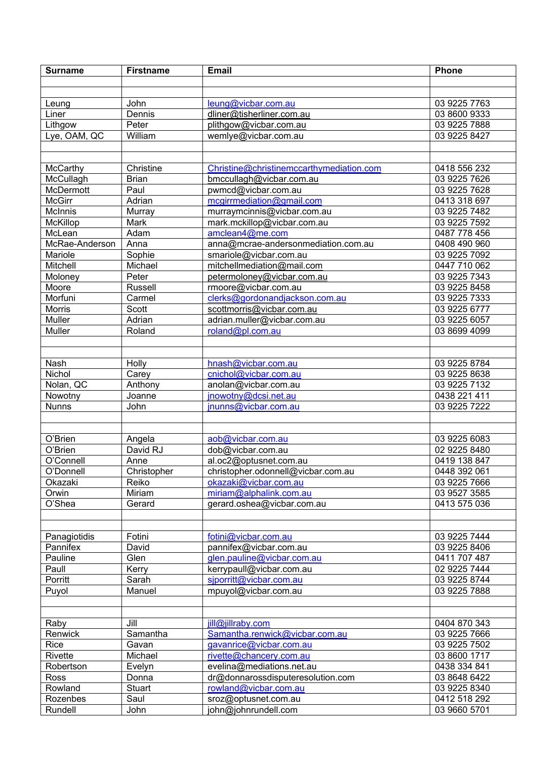| Surname | Firstname | Email | Phone |
|---|---|---|---|
| | | | |
| | | | |
| Leung | John | leung@vicbar.com.au | 03 9225 7763 |
| Liner | Dennis | dliner@tisherliner.com.au | 03 8600 9333 |
| Lithgow | Peter | plithgow@vicbar.com.au | 03 9225 7888 |
| Lye, OAM, QC | William | wemlye@vicbar.com.au | 03 9225 8427 |
| | | | |
| | | | |
| McCarthy | Christine | Christine@christinemccarthymediation.com | 0418 556 232 |
| McCullagh | Brian | bmccullagh@vicbar.com.au | 03 9225 7626 |
| McDermott | Paul | pwmcd@vicbar.com.au | 03 9225 7628 |
| McGirr | Adrian | mcgirrmediation@gmail.com | 0413 318 697 |
| McInnis | Murray | murraymcinnis@vicbar.com.au | 03 9225 7482 |
| McKillop | Mark | mark.mckillop@vicbar.com.au | 03 9225 7592 |
| McLean | Adam | amclean4@me.com | 0487 778 456 |
| McRae-Anderson | Anna | anna@mcrae-andersonmediation.com.au | 0408 490 960 |
| Mariole | Sophie | smariole@vicbar.com.au | 03 9225 7092 |
| Mitchell | Michael | mitchellmediation@mail.com | 0447 710 062 |
| Moloney | Peter | petermoloney@vicbar.com.au | 03 9225 7343 |
| Moore | Russell | rmoore@vicbar.com.au | 03 9225 8458 |
| Morfuni | Carmel | clerks@gordonandjackson.com.au | 03 9225 7333 |
| Morris | Scott | scottmorris@vicbar.com.au | 03 9225 6777 |
| Muller | Adrian | adrian.muller@vicbar.com.au | 03 9225 6057 |
| Muller | Roland | roland@pl.com.au | 03 8699 4099 |
| | | | |
| | | | |
| Nash | Holly | hnash@vicbar.com.au | 03 9225 8784 |
| Nichol | Carey | cnichol@vicbar.com.au | 03 9225 8638 |
| Nolan, QC | Anthony | anolan@vicbar.com.au | 03 9225 7132 |
| Nowotny | Joanne | jnowotny@dcsi.net.au | 0438 221 411 |
| Nunns | John | jnunns@vicbar.com.au | 03 9225 7222 |
| | | | |
| | | | |
| O'Brien | Angela | aob@vicbar.com.au | 03 9225 6083 |
| O'Brien | David RJ | dob@vicbar.com.au | 02 9225 8480 |
| O'Connell | Anne | al.oc2@optusnet.com.au | 0419 138 847 |
| O'Donnell | Christopher | christopher.odonnell@vicbar.com.au | 0448 392 061 |
| Okazaki | Reiko | okazaki@vicbar.com.au | 03 9225 7666 |
| Orwin | Miriam | miriam@alphalink.com.au | 03 9527 3585 |
| O'Shea | Gerard | gerard.oshea@vicbar.com.au | 0413 575 036 |
| | | | |
| | | | |
| Panagiotidis | Fotini | fotini@vicbar.com.au | 03 9225 7444 |
| Pannifex | David | pannifex@vicbar.com.au | 03 9225 8406 |
| Pauline | Glen | glen.pauline@vicbar.com.au | 0411 707 487 |
| Paull | Kerry | kerrypaull@vicbar.com.au | 02 9225 7444 |
| Porritt | Sarah | sjporritt@vicbar.com.au | 03 9225 8744 |
| Puyol | Manuel | mpuyol@vicbar.com.au | 03 9225 7888 |
| | | | |
| | | | |
| Raby | Jill | jill@jillraby.com | 0404 870 343 |
| Renwick | Samantha | Samantha.renwick@vicbar.com.au | 03 9225 7666 |
| Rice | Gavan | gavanrice@vicbar.com.au | 03 9225 7502 |
| Rivette | Michael | rivette@chancery.com.au | 03 8600 1717 |
| Robertson | Evelyn | evelina@mediations.net.au | 0438 334 841 |
| Ross | Donna | dr@donnarossdisputeresolution.com | 03 8648 6422 |
| Rowland | Stuart | rowland@vicbar.com.au | 03 9225 8340 |
| Rozenbes | Saul | sroz@optusnet.com.au | 0412 518 292 |
| Rundell | John | john@johnrundell.com | 03 9660 5701 |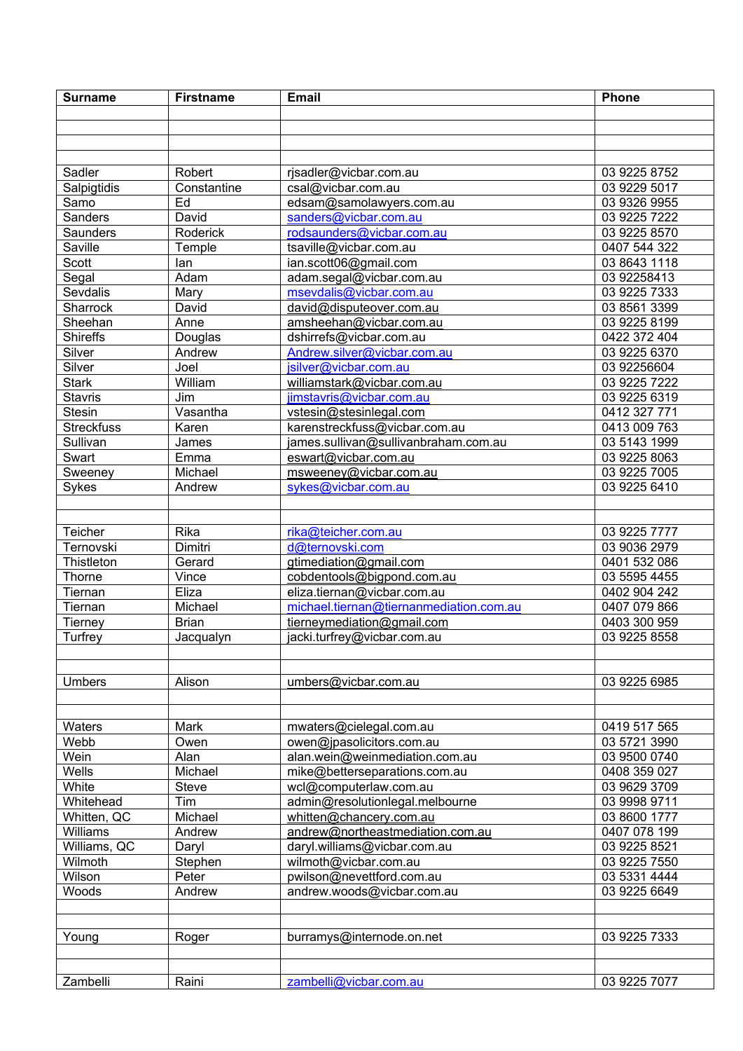| Surname | Firstname | Email | Phone |
|---|---|---|---|
| | | | |
| | | | |
| | | | |
| | | | |
| Sadler | Robert | rjsadler@vicbar.com.au | 03 9225 8752 |
| Salpigtidis | Constantine | csal@vicbar.com.au | 03 9229 5017 |
| Samo | Ed | edsam@samolawyers.com.au | 03 9326 9955 |
| Sanders | David | sanders@vicbar.com.au | 03 9225 7222 |
| Saunders | Roderick | rodsaunders@vicbar.com.au | 03 9225 8570 |
| Saville | Temple | tsaville@vicbar.com.au | 0407 544 322 |
| Scott | Ian | ian.scott06@gmail.com | 03 8643 1118 |
| Segal | Adam | adam.segal@vicbar.com.au | 03 92258413 |
| Sevdalis | Mary | msevdalis@vicbar.com.au | 03 9225 7333 |
| Sharrock | David | david@disputeover.com.au | 03 8561 3399 |
| Sheehan | Anne | amsheehan@vicbar.com.au | 03 9225 8199 |
| Shireffs | Douglas | dshirrefs@vicbar.com.au | 0422 372 404 |
| Silver | Andrew | Andrew.silver@vicbar.com.au | 03 9225 6370 |
| Silver | Joel | jsilver@vicbar.com.au | 03 92256604 |
| Stark | William | williamstark@vicbar.com.au | 03 9225 7222 |
| Stavris | Jim | jimstavris@vicbar.com.au | 03 9225 6319 |
| Stesin | Vasantha | vstesin@stesinlegal.com | 0412 327 771 |
| Streckfuss | Karen | karenstreckfuss@vicbar.com.au | 0413 009 763 |
| Sullivan | James | james.sullivan@sullivanbraham.com.au | 03 5143 1999 |
| Swart | Emma | eswart@vicbar.com.au | 03 9225 8063 |
| Sweeney | Michael | msweeney@vicbar.com.au | 03 9225 7005 |
| Sykes | Andrew | sykes@vicbar.com.au | 03 9225 6410 |
| | | | |
| | | | |
| Teicher | Rika | rika@teicher.com.au | 03 9225 7777 |
| Ternovski | Dimitri | d@ternovski.com | 03 9036 2979 |
| Thistleton | Gerard | gtimediation@gmail.com | 0401 532 086 |
| Thorne | Vince | cobdentools@bigpond.com.au | 03 5595 4455 |
| Tiernan | Eliza | eliza.tiernan@vicbar.com.au | 0402 904 242 |
| Tiernan | Michael | michael.tiernan@tiernanmediation.com.au | 0407 079 866 |
| Tierney | Brian | tierneymediation@gmail.com | 0403 300 959 |
| Turfrey | Jacqualyn | jacki.turfrey@vicbar.com.au | 03 9225 8558 |
| | | | |
| | | | |
| Umbers | Alison | umbers@vicbar.com.au | 03 9225 6985 |
| | | | |
| | | | |
| Waters | Mark | mwaters@cielegal.com.au | 0419 517 565 |
| Webb | Owen | owen@jpasolicitors.com.au | 03 5721 3990 |
| Wein | Alan | alan.wein@weinmediation.com.au | 03 9500 0740 |
| Wells | Michael | mike@betterseparations.com.au | 0408 359 027 |
| White | Steve | wcl@computerlaw.com.au | 03 9629 3709 |
| Whitehead | Tim | admin@resolutionlegal.melbourne | 03 9998 9711 |
| Whitten, QC | Michael | whitten@chancery.com.au | 03 8600 1777 |
| Williams | Andrew | andrew@northeastmediation.com.au | 0407 078 199 |
| Williams, QC | Daryl | daryl.williams@vicbar.com.au | 03 9225 8521 |
| Wilmoth | Stephen | wilmoth@vicbar.com.au | 03 9225 7550 |
| Wilson | Peter | pwilson@nevettford.com.au | 03 5331 4444 |
| Woods | Andrew | andrew.woods@vicbar.com.au | 03 9225 6649 |
| | | | |
| | | | |
| Young | Roger | burramys@internode.on.net | 03 9225 7333 |
| | | | |
| | | | |
| Zambelli | Raini | zambelli@vicbar.com.au | 03 9225 7077 |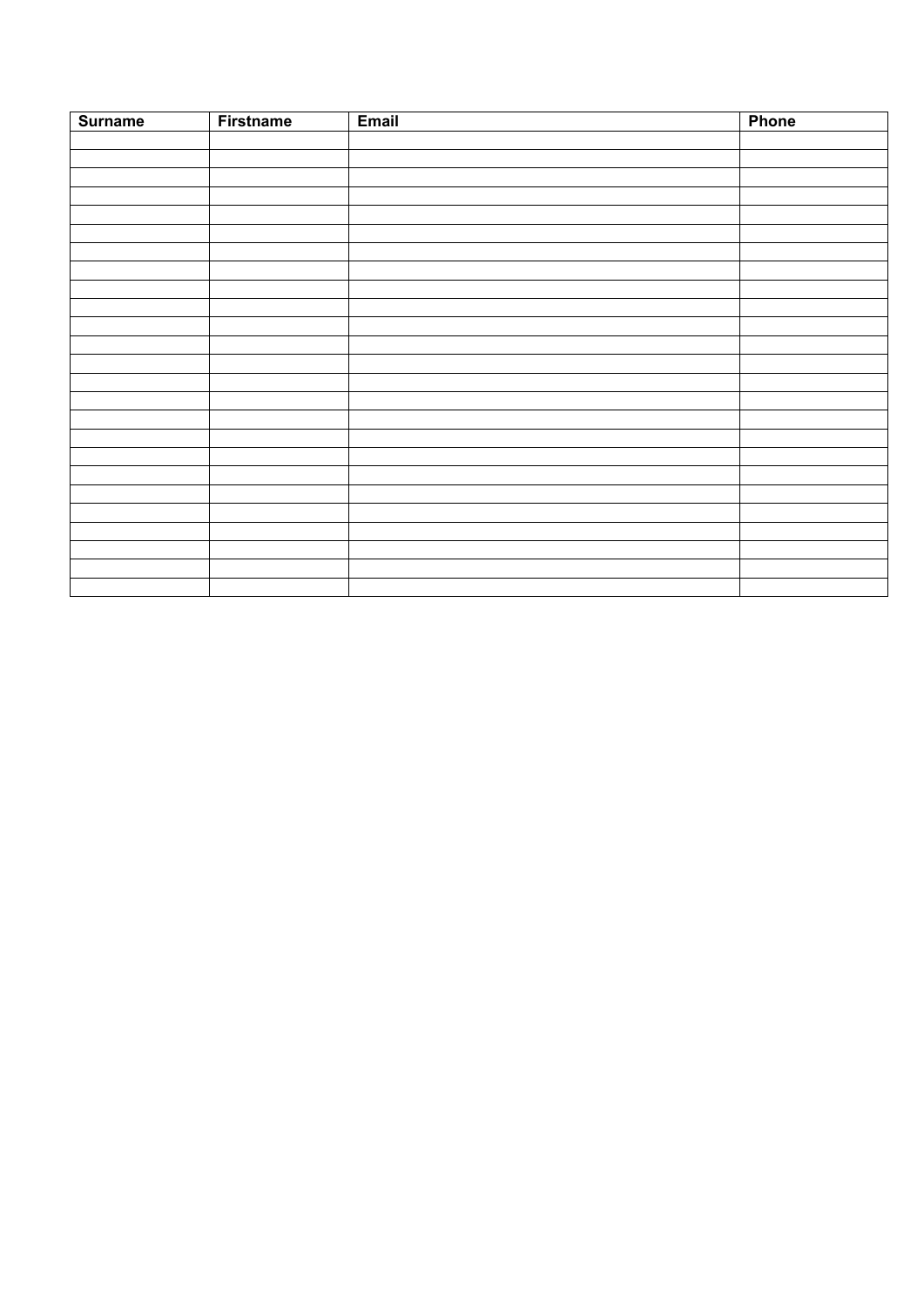| Surname | Firstname | Email | Phone |
|---|---|---|---|
| | | | |
| | | | |
| | | | |
| | | | |
| | | | |
| | | | |
| | | | |
| | | | |
| | | | |
| | | | |
| | | | |
| | | | |
| | | | |
| | | | |
| | | | |
| | | | |
| | | | |
| | | | |
| | | | |
| | | | |
| | | | |
| | | | |
| | | | |
| | | | |
| | | | |